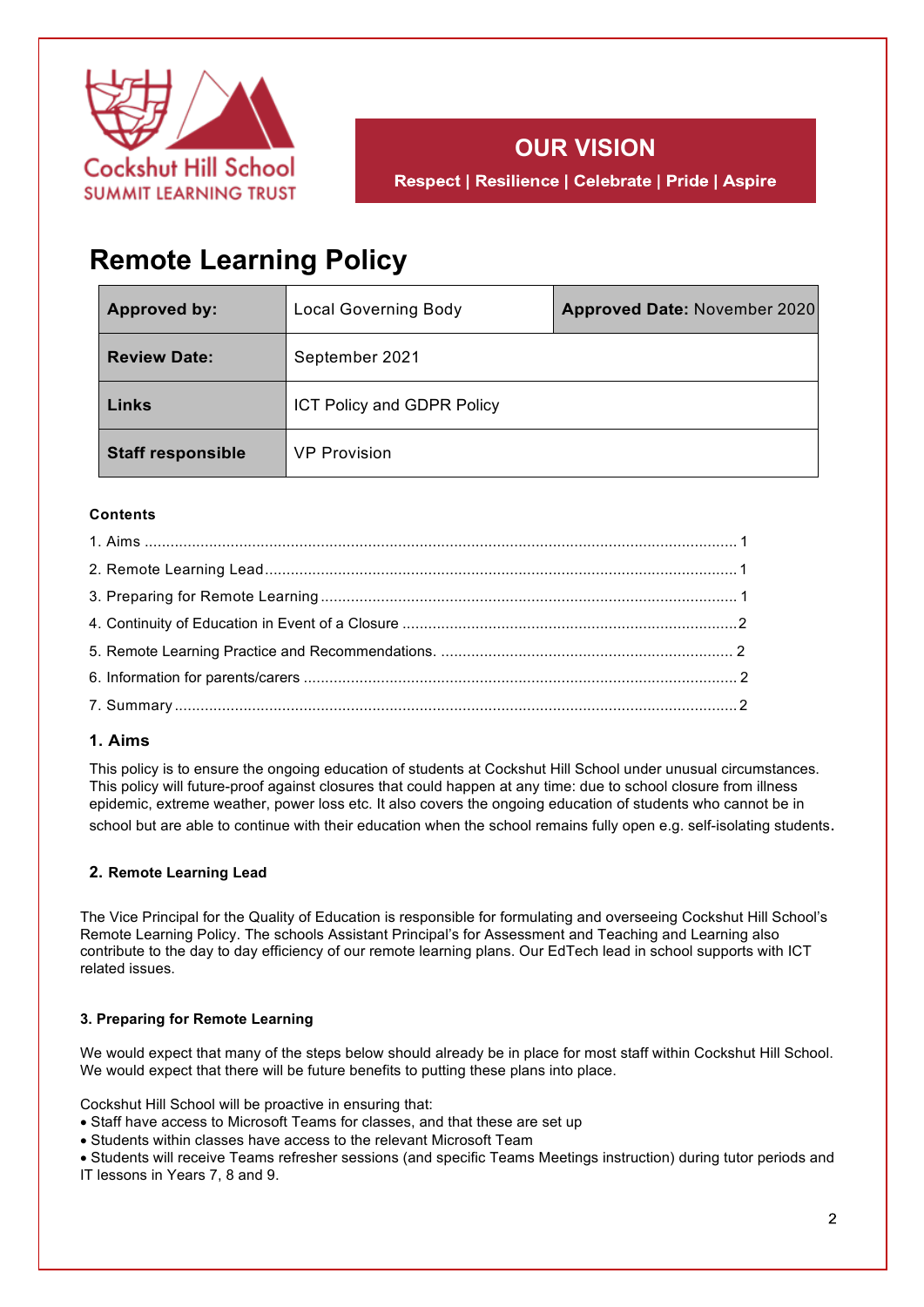Cockshut Hill School
SUMMIT LEARNING TRUST

**OUR VISION**

**Respect | Resilience | Celebrate | Pride | Aspire**

# Remote Learning Policy

| **Approved by:** | Local Governing Body | **Approved Date:** November 2020 |
|---|---|---|
| **Review Date:** | September 2021 | |
| **Links** | ICT Policy and GDPR Policy | |
| **Staff responsible** | VP Provision | |

**Contents**

1. Aims ........ 1
2. Remote Learning Lead ........ 1
3. Preparing for Remote Learning ........ 1
4. Continuity of Education in Event of a Closure ........ 2
5. Remote Learning Practice and Recommendations. ........ 2
6. Information for parents/carers ........ 2
7. Summary ........ 2

## 1. Aims

This policy is to ensure the ongoing education of students at Cockshut Hill School under unusual circumstances. This policy will future-proof against closures that could happen at any time: due to school closure from illness epidemic, extreme weather, power loss etc. It also covers the ongoing education of students who cannot be in school but are able to continue with their education when the school remains fully open e.g. self-isolating students.

## 2. Remote Learning Lead

The Vice Principal for the Quality of Education is responsible for formulating and overseeing Cockshut Hill School's Remote Learning Policy. The schools Assistant Principal's for Assessment and Teaching and Learning also contribute to the day to day efficiency of our remote learning plans. Our EdTech lead in school supports with ICT related issues.

## 3. Preparing for Remote Learning

We would expect that many of the steps below should already be in place for most staff within Cockshut Hill School. We would expect that there will be future benefits to putting these plans into place.

Cockshut Hill School will be proactive in ensuring that:

- Staff have access to Microsoft Teams for classes, and that these are set up
- Students within classes have access to the relevant Microsoft Team
- Students will receive Teams refresher sessions (and specific Teams Meetings instruction) during tutor periods and IT lessons in Years 7, 8 and 9.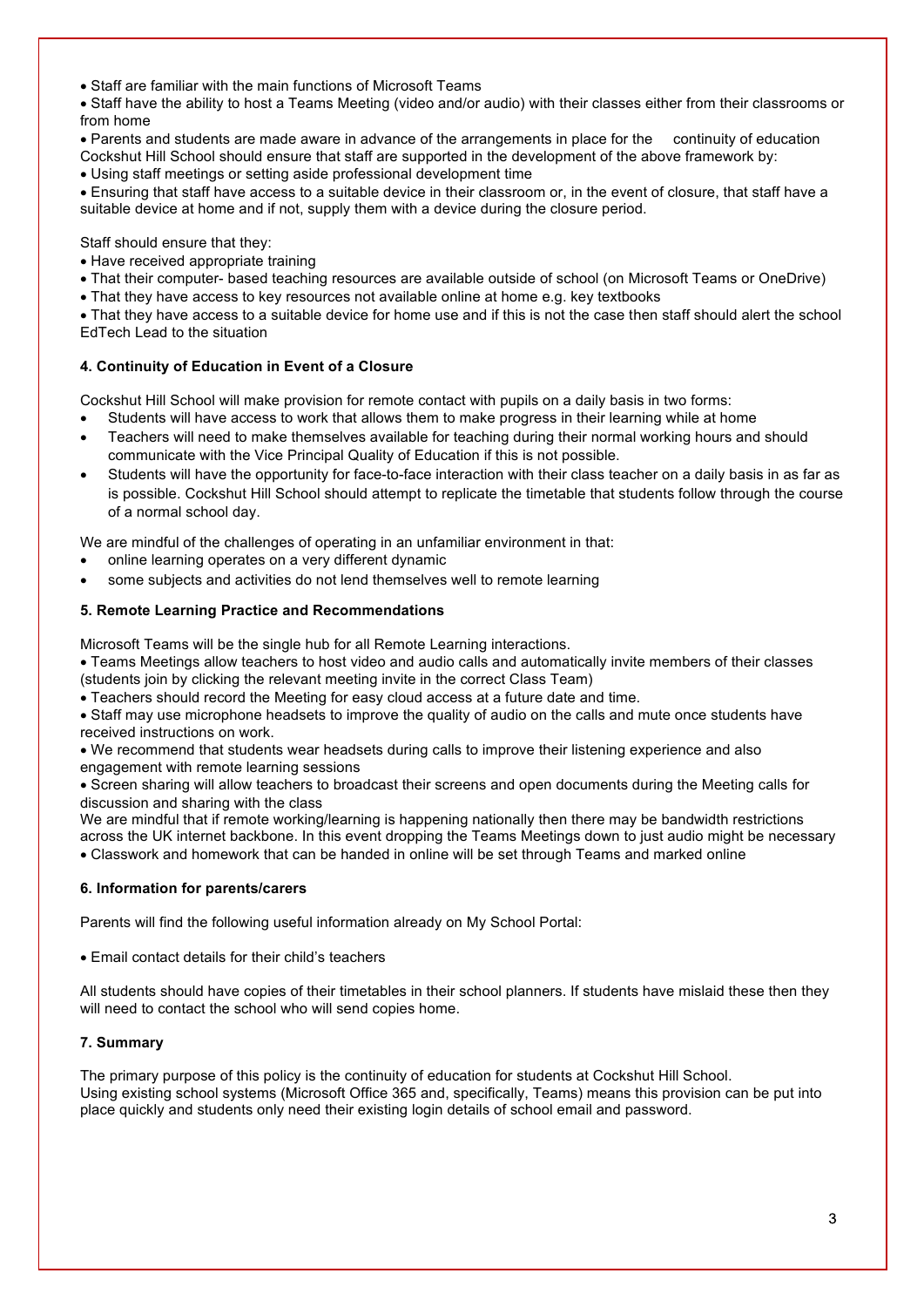- Staff are familiar with the main functions of Microsoft Teams
- Staff have the ability to host a Teams Meeting (video and/or audio) with their classes either from their classrooms or from home
- Parents and students are made aware in advance of the arrangements in place for the continuity of education

Cockshut Hill School should ensure that staff are supported in the development of the above framework by:

- Using staff meetings or setting aside professional development time
- Ensuring that staff have access to a suitable device in their classroom or, in the event of closure, that staff have a suitable device at home and if not, supply them with a device during the closure period.

Staff should ensure that they:

- Have received appropriate training
- That their computer- based teaching resources are available outside of school (on Microsoft Teams or OneDrive)
- That they have access to key resources not available online at home e.g. key textbooks
- That they have access to a suitable device for home use and if this is not the case then staff should alert the school EdTech Lead to the situation

**4. Continuity of Education in Event of a Closure**

Cockshut Hill School will make provision for remote contact with pupils on a daily basis in two forms:

- Students will have access to work that allows them to make progress in their learning while at home
- Teachers will need to make themselves available for teaching during their normal working hours and should communicate with the Vice Principal Quality of Education if this is not possible.
- Students will have the opportunity for face-to-face interaction with their class teacher on a daily basis in as far as is possible. Cockshut Hill School should attempt to replicate the timetable that students follow through the course of a normal school day.

We are mindful of the challenges of operating in an unfamiliar environment in that:

- online learning operates on a very different dynamic
- some subjects and activities do not lend themselves well to remote learning

**5. Remote Learning Practice and Recommendations**

Microsoft Teams will be the single hub for all Remote Learning interactions.

- Teams Meetings allow teachers to host video and audio calls and automatically invite members of their classes (students join by clicking the relevant meeting invite in the correct Class Team)
- Teachers should record the Meeting for easy cloud access at a future date and time.
- Staff may use microphone headsets to improve the quality of audio on the calls and mute once students have received instructions on work.
- We recommend that students wear headsets during calls to improve their listening experience and also engagement with remote learning sessions
- Screen sharing will allow teachers to broadcast their screens and open documents during the Meeting calls for discussion and sharing with the class

We are mindful that if remote working/learning is happening nationally then there may be bandwidth restrictions across the UK internet backbone. In this event dropping the Teams Meetings down to just audio might be necessary

- Classwork and homework that can be handed in online will be set through Teams and marked online

**6. Information for parents/carers**

Parents will find the following useful information already on My School Portal:

- Email contact details for their child's teachers

All students should have copies of their timetables in their school planners. If students have mislaid these then they will need to contact the school who will send copies home.

**7. Summary**

The primary purpose of this policy is the continuity of education for students at Cockshut Hill School.
Using existing school systems (Microsoft Office 365 and, specifically, Teams) means this provision can be put into place quickly and students only need their existing login details of school email and password.